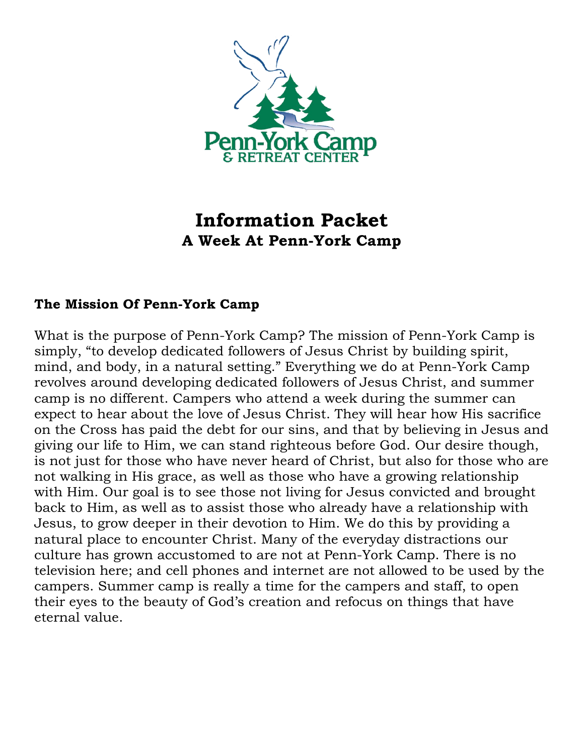# Information Packet
## A Week At Penn-York Camp

### The Mission Of Penn-York Camp

What is the purpose of Penn-York Camp? The mission of Penn-York Camp is simply, "to develop dedicated followers of Jesus Christ by building spirit, mind, and body, in a natural setting." Everything we do at Penn-York Camp revolves around developing dedicated followers of Jesus Christ, and summer camp is no different. Campers who attend a week during the summer can expect to hear about the love of Jesus Christ. They will hear how His sacrifice on the Cross has paid the debt for our sins, and that by believing in Jesus and giving our life to Him, we can stand righteous before God. Our desire though, is not just for those who have never heard of Christ, but also for those who are not walking in His grace, as well as those who have a growing relationship with Him. Our goal is to see those not living for Jesus convicted and brought back to Him, as well as to assist those who already have a relationship with Jesus, to grow deeper in their devotion to Him. We do this by providing a natural place to encounter Christ. Many of the everyday distractions our culture has grown accustomed to are not at Penn-York Camp. There is no television here; and cell phones and internet are not allowed to be used by the campers. Summer camp is really a time for the campers and staff, to open their eyes to the beauty of God's creation and refocus on things that have eternal value.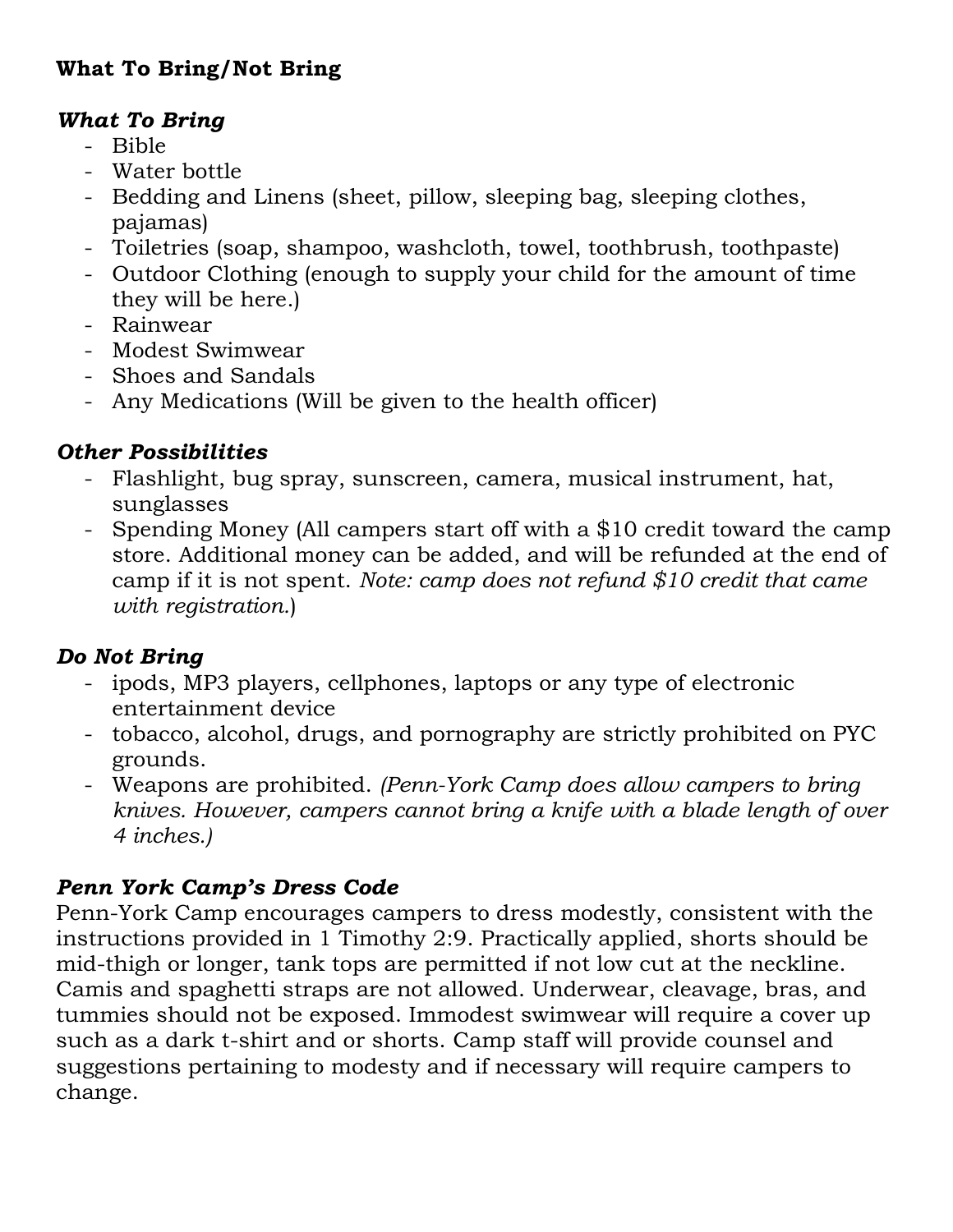**What To Bring/Not Bring**

***What To Bring***

- Bible
- Water bottle
- Bedding and Linens (sheet, pillow, sleeping bag, sleeping clothes, pajamas)
- Toiletries (soap, shampoo, washcloth, towel, toothbrush, toothpaste)
- Outdoor Clothing (enough to supply your child for the amount of time they will be here.)
- Rainwear
- Modest Swimwear
- Shoes and Sandals
- Any Medications (Will be given to the health officer)

***Other Possibilities***

- Flashlight, bug spray, sunscreen, camera, musical instrument, hat, sunglasses
- Spending Money (All campers start off with a $10 credit toward the camp store. Additional money can be added, and will be refunded at the end of camp if it is not spent. *Note: camp does not refund $10 credit that came with registration.*)

***Do Not Bring***

- ipods, MP3 players, cellphones, laptops or any type of electronic entertainment device
- tobacco, alcohol, drugs, and pornography are strictly prohibited on PYC grounds.
- Weapons are prohibited. *(Penn-York Camp does allow campers to bring knives. However, campers cannot bring a knife with a blade length of over 4 inches.)*

***Penn York Camp's Dress Code***

Penn-York Camp encourages campers to dress modestly, consistent with the instructions provided in 1 Timothy 2:9. Practically applied, shorts should be mid-thigh or longer, tank tops are permitted if not low cut at the neckline. Camis and spaghetti straps are not allowed. Underwear, cleavage, bras, and tummies should not be exposed. Immodest swimwear will require a cover up such as a dark t-shirt and or shorts. Camp staff will provide counsel and suggestions pertaining to modesty and if necessary will require campers to change.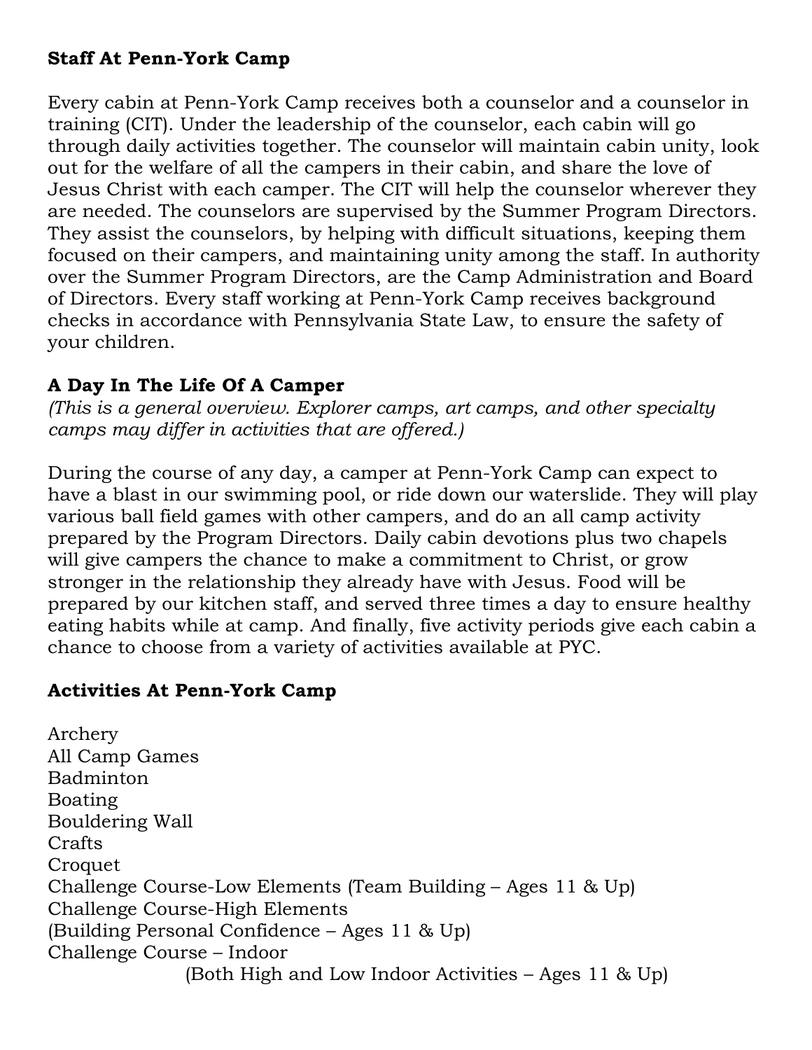**Staff At Penn-York Camp**

Every cabin at Penn-York Camp receives both a counselor and a counselor in training (CIT). Under the leadership of the counselor, each cabin will go through daily activities together. The counselor will maintain cabin unity, look out for the welfare of all the campers in their cabin, and share the love of Jesus Christ with each camper. The CIT will help the counselor wherever they are needed. The counselors are supervised by the Summer Program Directors. They assist the counselors, by helping with difficult situations, keeping them focused on their campers, and maintaining unity among the staff. In authority over the Summer Program Directors, are the Camp Administration and Board of Directors. Every staff working at Penn-York Camp receives background checks in accordance with Pennsylvania State Law, to ensure the safety of your children.

**A Day In The Life Of A Camper**

*(This is a general overview. Explorer camps, art camps, and other specialty camps may differ in activities that are offered.)*

During the course of any day, a camper at Penn-York Camp can expect to have a blast in our swimming pool, or ride down our waterslide. They will play various ball field games with other campers, and do an all camp activity prepared by the Program Directors. Daily cabin devotions plus two chapels will give campers the chance to make a commitment to Christ, or grow stronger in the relationship they already have with Jesus. Food will be prepared by our kitchen staff, and served three times a day to ensure healthy eating habits while at camp. And finally, five activity periods give each cabin a chance to choose from a variety of activities available at PYC.

**Activities At Penn-York Camp**

Archery
All Camp Games
Badminton
Boating
Bouldering Wall
Crafts
Croquet
Challenge Course-Low Elements (Team Building – Ages 11 & Up)
Challenge Course-High Elements
(Building Personal Confidence – Ages 11 & Up)
Challenge Course – Indoor
(Both High and Low Indoor Activities – Ages 11 & Up)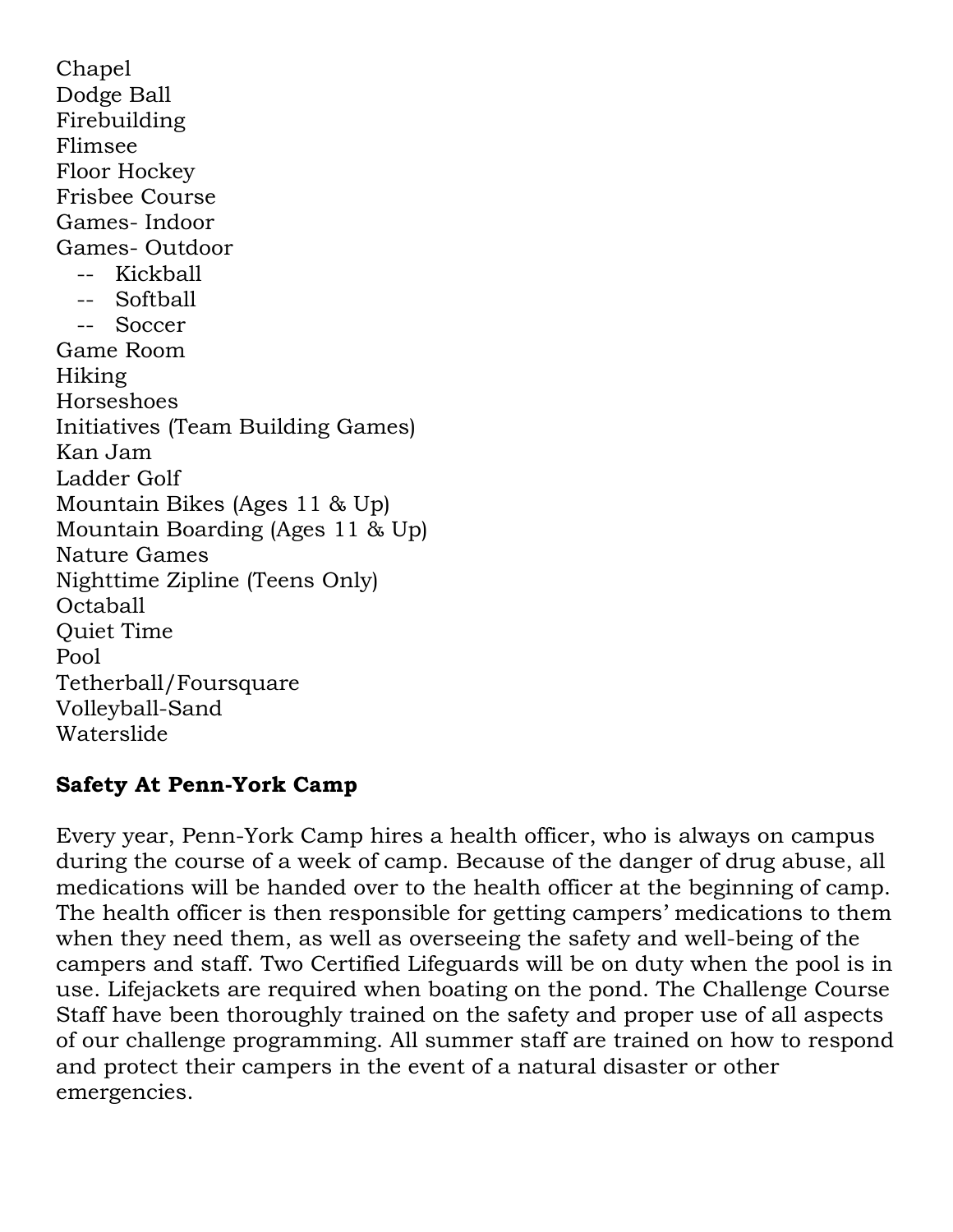Chapel
Dodge Ball
Firebuilding
Flimsee
Floor Hockey
Frisbee Course
Games- Indoor
Games- Outdoor
- Kickball
- Softball
- Soccer

Game Room
Hiking
Horseshoes
Initiatives (Team Building Games)
Kan Jam
Ladder Golf
Mountain Bikes (Ages 11 & Up)
Mountain Boarding (Ages 11 & Up)
Nature Games
Nighttime Zipline (Teens Only)
Octaball
Quiet Time
Pool
Tetherball/Foursquare
Volleyball-Sand
Waterslide

**Safety At Penn-York Camp**

Every year, Penn-York Camp hires a health officer, who is always on campus during the course of a week of camp. Because of the danger of drug abuse, all medications will be handed over to the health officer at the beginning of camp. The health officer is then responsible for getting campers' medications to them when they need them, as well as overseeing the safety and well-being of the campers and staff. Two Certified Lifeguards will be on duty when the pool is in use. Lifejackets are required when boating on the pond. The Challenge Course Staff have been thoroughly trained on the safety and proper use of all aspects of our challenge programming. All summer staff are trained on how to respond and protect their campers in the event of a natural disaster or other emergencies.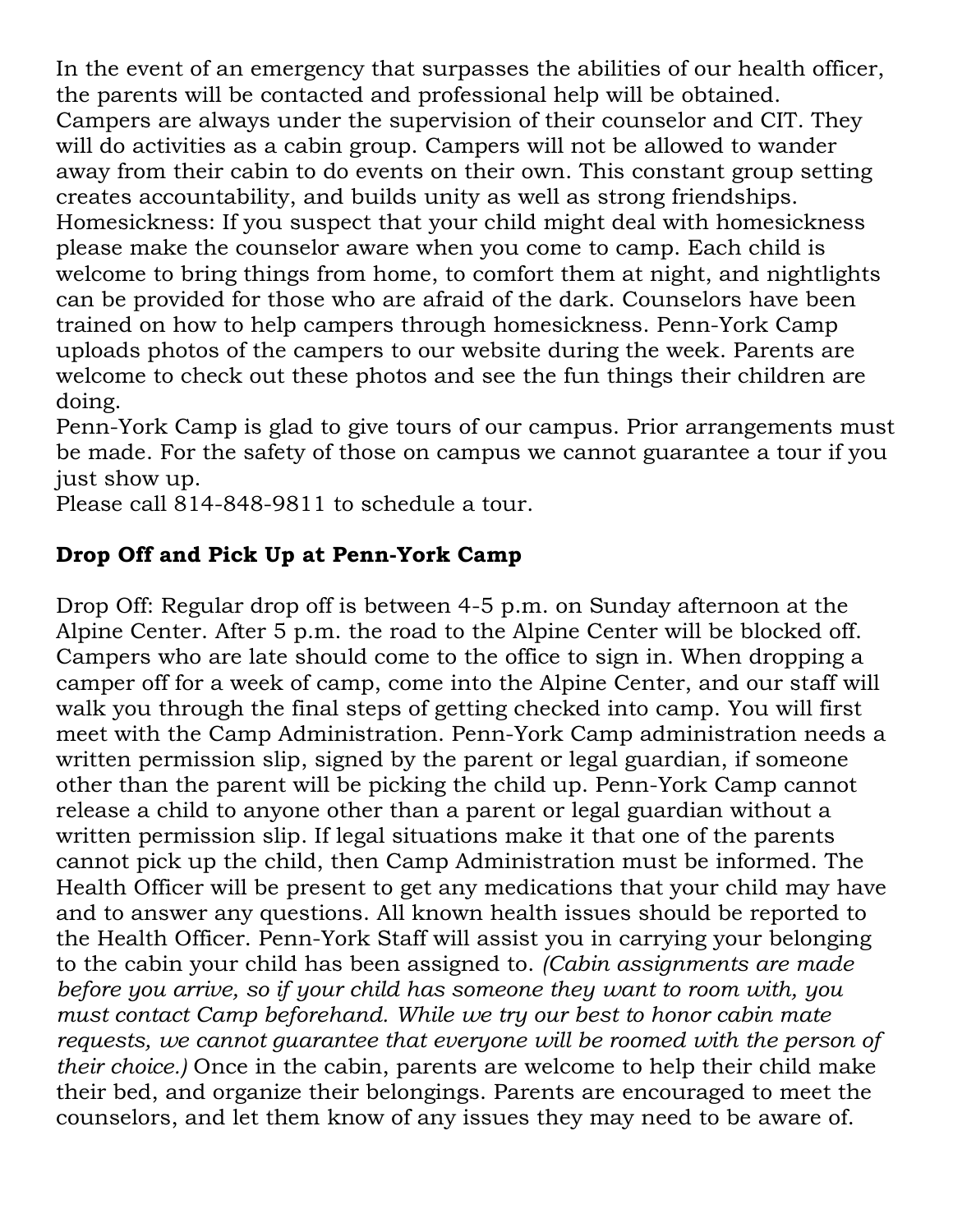In the event of an emergency that surpasses the abilities of our health officer, the parents will be contacted and professional help will be obtained.
Campers are always under the supervision of their counselor and CIT. They will do activities as a cabin group. Campers will not be allowed to wander away from their cabin to do events on their own. This constant group setting creates accountability, and builds unity as well as strong friendships.
Homesickness: If you suspect that your child might deal with homesickness please make the counselor aware when you come to camp. Each child is welcome to bring things from home, to comfort them at night, and nightlights can be provided for those who are afraid of the dark. Counselors have been trained on how to help campers through homesickness. Penn-York Camp uploads photos of the campers to our website during the week. Parents are welcome to check out these photos and see the fun things their children are doing.
Penn-York Camp is glad to give tours of our campus. Prior arrangements must be made. For the safety of those on campus we cannot guarantee a tour if you just show up.
Please call 814-848-9811 to schedule a tour.

## Drop Off and Pick Up at Penn-York Camp

Drop Off: Regular drop off is between 4-5 p.m. on Sunday afternoon at the Alpine Center. After 5 p.m. the road to the Alpine Center will be blocked off. Campers who are late should come to the office to sign in. When dropping a camper off for a week of camp, come into the Alpine Center, and our staff will walk you through the final steps of getting checked into camp. You will first meet with the Camp Administration. Penn-York Camp administration needs a written permission slip, signed by the parent or legal guardian, if someone other than the parent will be picking the child up. Penn-York Camp cannot release a child to anyone other than a parent or legal guardian without a written permission slip. If legal situations make it that one of the parents cannot pick up the child, then Camp Administration must be informed. The Health Officer will be present to get any medications that your child may have and to answer any questions. All known health issues should be reported to the Health Officer. Penn-York Staff will assist you in carrying your belonging to the cabin your child has been assigned to. *(Cabin assignments are made before you arrive, so if your child has someone they want to room with, you must contact Camp beforehand. While we try our best to honor cabin mate requests, we cannot guarantee that everyone will be roomed with the person of their choice.)* Once in the cabin, parents are welcome to help their child make their bed, and organize their belongings. Parents are encouraged to meet the counselors, and let them know of any issues they may need to be aware of.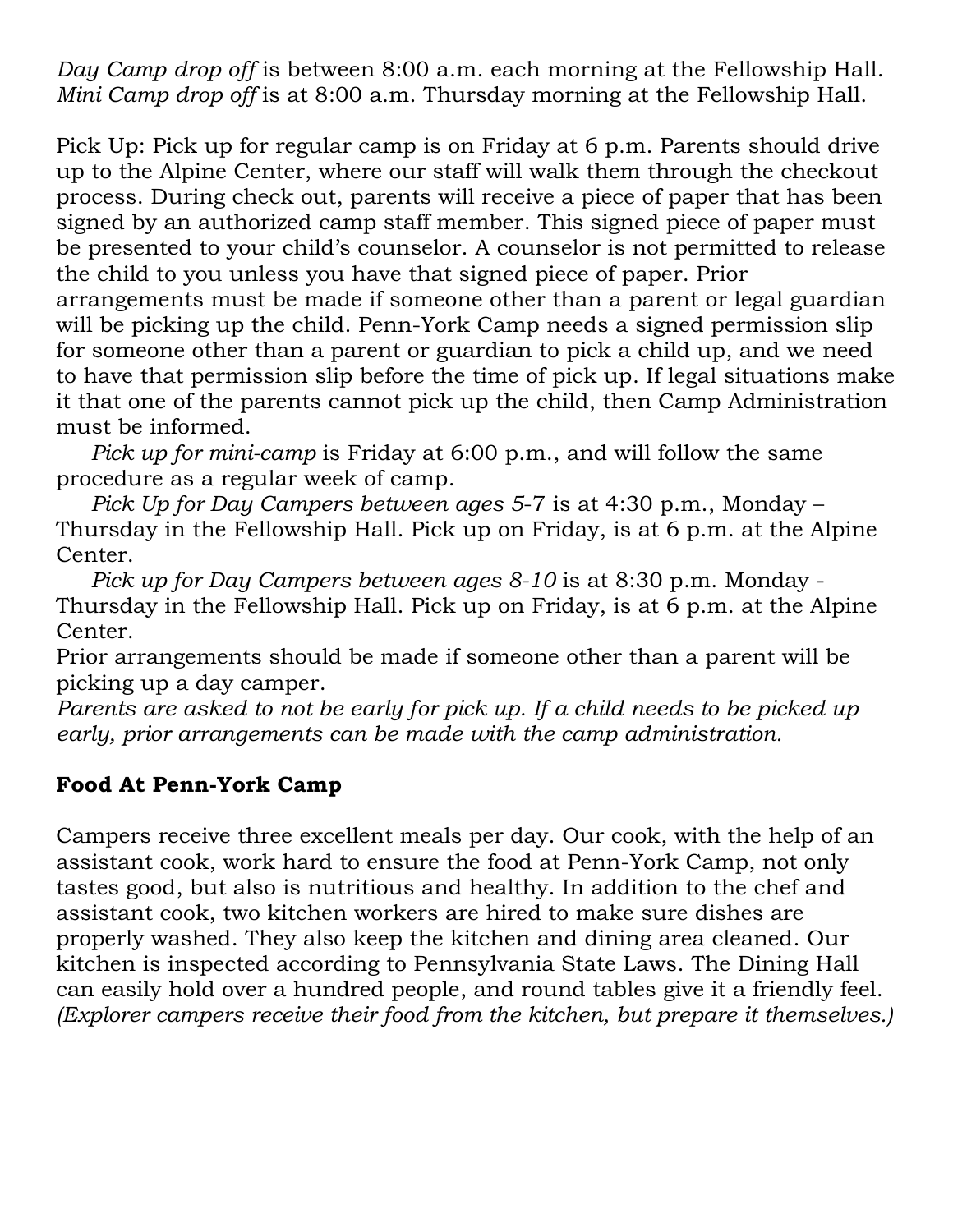*Day Camp drop off* is between 8:00 a.m. each morning at the Fellowship Hall.
*Mini Camp drop off* is at 8:00 a.m. Thursday morning at the Fellowship Hall.

Pick Up: Pick up for regular camp is on Friday at 6 p.m. Parents should drive up to the Alpine Center, where our staff will walk them through the checkout process. During check out, parents will receive a piece of paper that has been signed by an authorized camp staff member. This signed piece of paper must be presented to your child's counselor. A counselor is not permitted to release the child to you unless you have that signed piece of paper. Prior arrangements must be made if someone other than a parent or legal guardian will be picking up the child. Penn-York Camp needs a signed permission slip for someone other than a parent or guardian to pick a child up, and we need to have that permission slip before the time of pick up. If legal situations make it that one of the parents cannot pick up the child, then Camp Administration must be informed.

*Pick up for mini-camp* is Friday at 6:00 p.m., and will follow the same procedure as a regular week of camp.

*Pick Up for Day Campers between ages 5*-7 is at 4:30 p.m., Monday – Thursday in the Fellowship Hall. Pick up on Friday, is at 6 p.m. at the Alpine Center.

*Pick up for Day Campers between ages 8-10* is at 8:30 p.m. Monday - Thursday in the Fellowship Hall. Pick up on Friday, is at 6 p.m. at the Alpine Center.

Prior arrangements should be made if someone other than a parent will be picking up a day camper.

*Parents are asked to not be early for pick up. If a child needs to be picked up early, prior arrangements can be made with the camp administration.*

**Food At Penn-York Camp**

Campers receive three excellent meals per day. Our cook, with the help of an assistant cook, work hard to ensure the food at Penn-York Camp, not only tastes good, but also is nutritious and healthy. In addition to the chef and assistant cook, two kitchen workers are hired to make sure dishes are properly washed. They also keep the kitchen and dining area cleaned. Our kitchen is inspected according to Pennsylvania State Laws. The Dining Hall can easily hold over a hundred people, and round tables give it a friendly feel. *(Explorer campers receive their food from the kitchen, but prepare it themselves.)*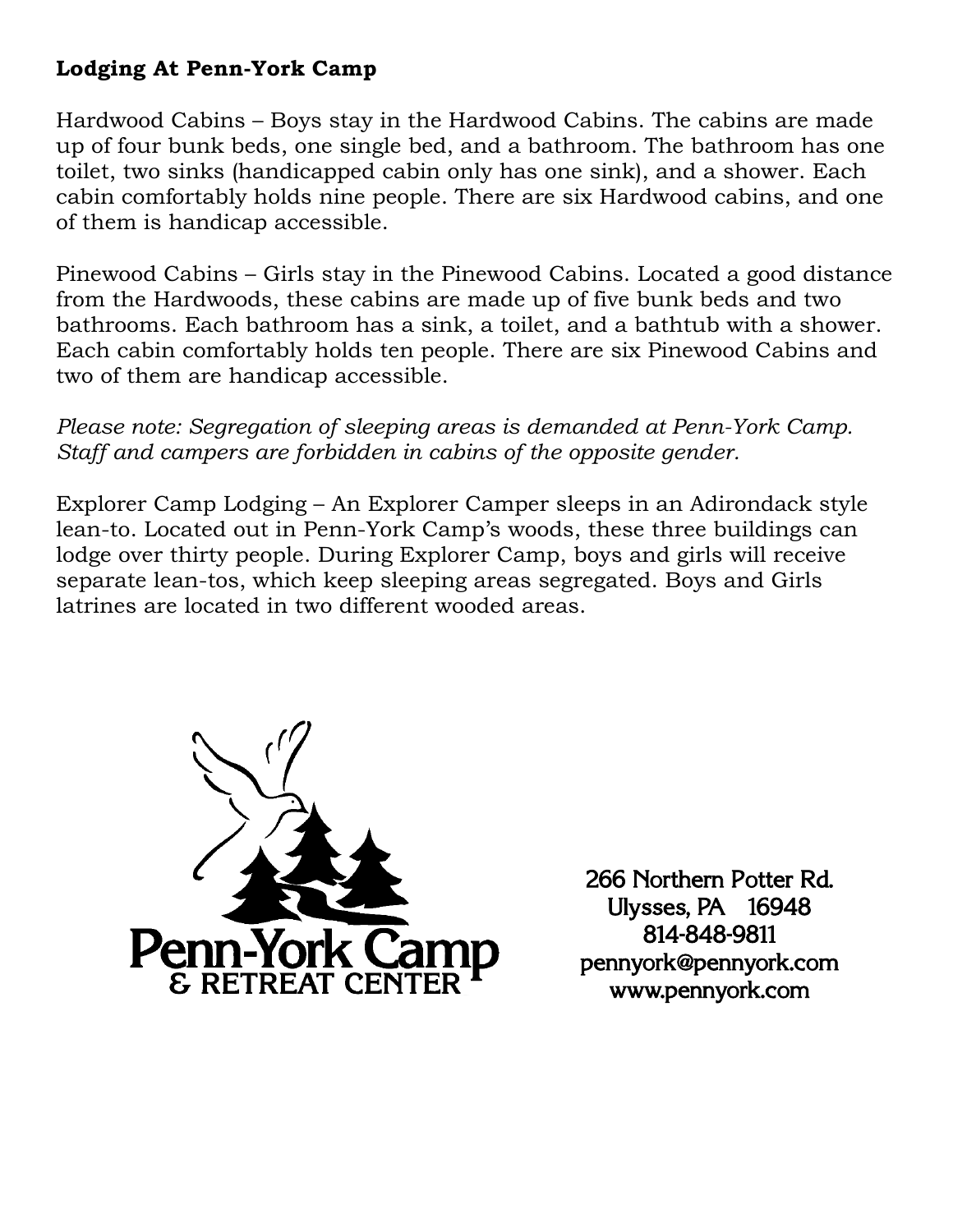## Lodging At Penn-York Camp

Hardwood Cabins – Boys stay in the Hardwood Cabins. The cabins are made up of four bunk beds, one single bed, and a bathroom. The bathroom has one toilet, two sinks (handicapped cabin only has one sink), and a shower. Each cabin comfortably holds nine people. There are six Hardwood cabins, and one of them is handicap accessible.

Pinewood Cabins – Girls stay in the Pinewood Cabins. Located a good distance from the Hardwoods, these cabins are made up of five bunk beds and two bathrooms. Each bathroom has a sink, a toilet, and a bathtub with a shower. Each cabin comfortably holds ten people. There are six Pinewood Cabins and two of them are handicap accessible.

*Please note: Segregation of sleeping areas is demanded at Penn-York Camp. Staff and campers are forbidden in cabins of the opposite gender.*

Explorer Camp Lodging – An Explorer Camper sleeps in an Adirondack style lean-to. Located out in Penn-York Camp's woods, these three buildings can lodge over thirty people. During Explorer Camp, boys and girls will receive separate lean-tos, which keep sleeping areas segregated. Boys and Girls latrines are located in two different wooded areas.

Penn-York Camp
& RETREAT CENTER

266 Northern Potter Rd.
Ulysses, PA 16948
814-848-9811
pennyork@pennyork.com
www.pennyork.com